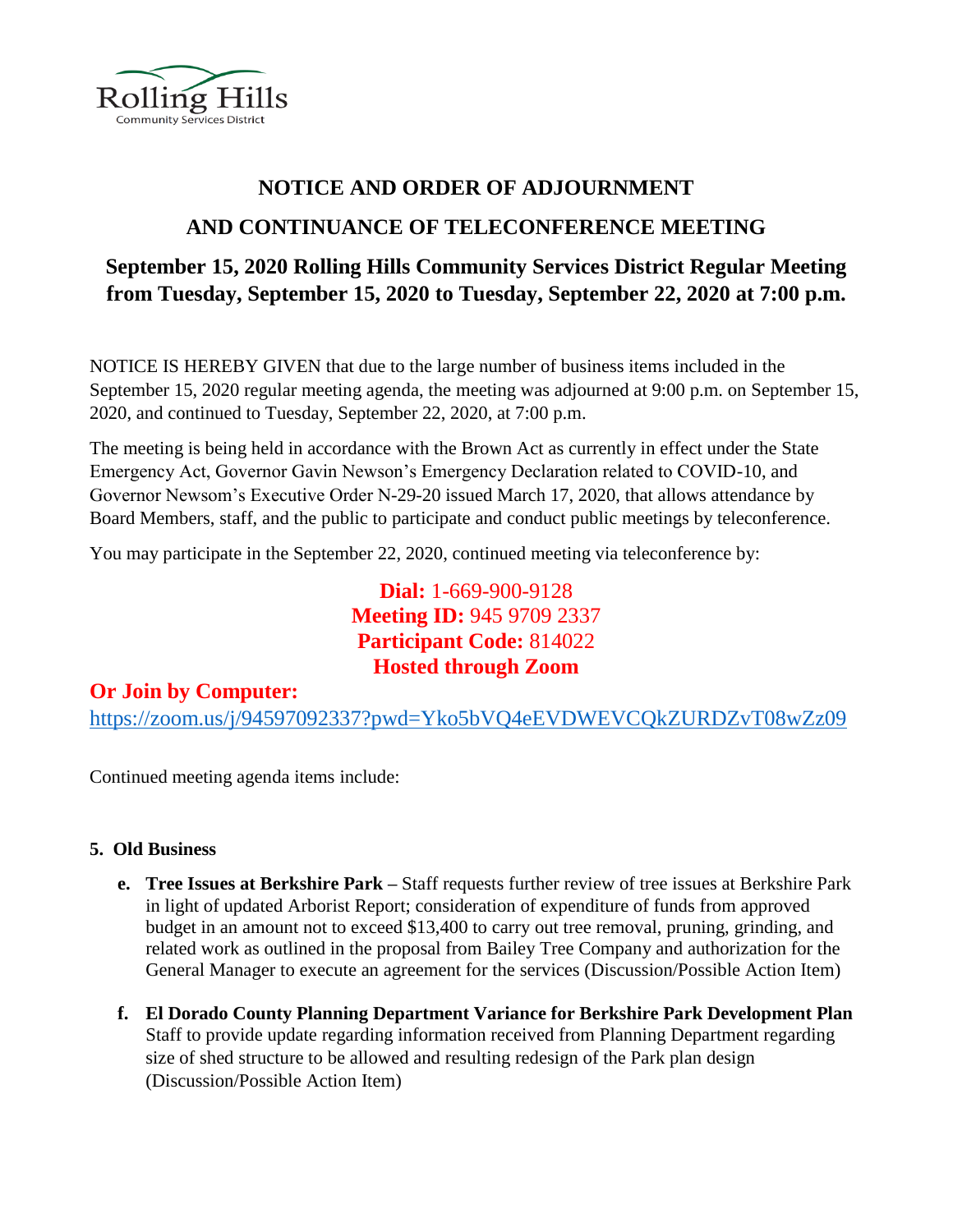Rolling Hills
Community Services District

# NOTICE AND ORDER OF ADJOURNMENT

# AND CONTINUANCE OF TELECONFERENCE MEETING

## September 15, 2020 Rolling Hills Community Services District Regular Meeting from Tuesday, September 15, 2020 to Tuesday, September 22, 2020 at 7:00 p.m.

NOTICE IS HEREBY GIVEN that due to the large number of business items included in the September 15, 2020 regular meeting agenda, the meeting was adjourned at 9:00 p.m. on September 15, 2020, and continued to Tuesday, September 22, 2020, at 7:00 p.m.

The meeting is being held in accordance with the Brown Act as currently in effect under the State Emergency Act, Governor Gavin Newson's Emergency Declaration related to COVID-10, and Governor Newsom's Executive Order N-29-20 issued March 17, 2020, that allows attendance by Board Members, staff, and the public to participate and conduct public meetings by teleconference.

You may participate in the September 22, 2020, continued meeting via teleconference by:

**Dial:** 1-669-900-9128
**Meeting ID:** 945 9709 2337
**Participant Code:** 814022
**Hosted through Zoom**

**Or Join by Computer:**
https://zoom.us/j/94597092337?pwd=Yko5bVQ4eEVDWEVCQkZURDZvT08wZz09

Continued meeting agenda items include:

**5. Old Business**

e. **Tree Issues at Berkshire Park –** Staff requests further review of tree issues at Berkshire Park in light of updated Arborist Report; consideration of expenditure of funds from approved budget in an amount not to exceed $13,400 to carry out tree removal, pruning, grinding, and related work as outlined in the proposal from Bailey Tree Company and authorization for the General Manager to execute an agreement for the services (Discussion/Possible Action Item)

f. **El Dorado County Planning Department Variance for Berkshire Park Development Plan** Staff to provide update regarding information received from Planning Department regarding size of shed structure to be allowed and resulting redesign of the Park plan design (Discussion/Possible Action Item)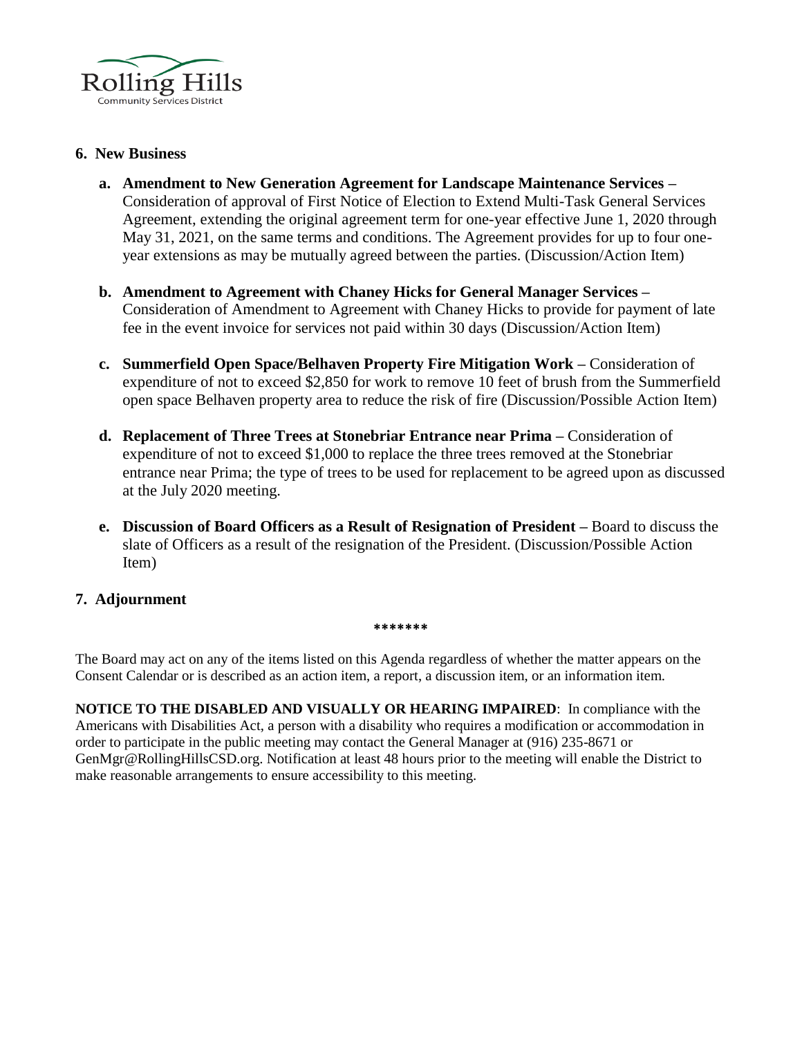## 6. New Business

a. **Amendment to New Generation Agreement for Landscape Maintenance Services –** Consideration of approval of First Notice of Election to Extend Multi-Task General Services Agreement, extending the original agreement term for one-year effective June 1, 2020 through May 31, 2021, on the same terms and conditions. The Agreement provides for up to four one-year extensions as may be mutually agreed between the parties. (Discussion/Action Item)

b. **Amendment to Agreement with Chaney Hicks for General Manager Services –** Consideration of Amendment to Agreement with Chaney Hicks to provide for payment of late fee in the event invoice for services not paid within 30 days (Discussion/Action Item)

c. **Summerfield Open Space/Belhaven Property Fire Mitigation Work –** Consideration of expenditure of not to exceed $2,850 for work to remove 10 feet of brush from the Summerfield open space Belhaven property area to reduce the risk of fire (Discussion/Possible Action Item)

d. **Replacement of Three Trees at Stonebriar Entrance near Prima –** Consideration of expenditure of not to exceed $1,000 to replace the three trees removed at the Stonebriar entrance near Prima; the type of trees to be used for replacement to be agreed upon as discussed at the July 2020 meeting.

e. **Discussion of Board Officers as a Result of Resignation of President –** Board to discuss the slate of Officers as a result of the resignation of the President. (Discussion/Possible Action Item)

## 7. Adjournment

\*\*\*\*\*\*\*

The Board may act on any of the items listed on this Agenda regardless of whether the matter appears on the Consent Calendar or is described as an action item, a report, a discussion item, or an information item.

**NOTICE TO THE DISABLED AND VISUALLY OR HEARING IMPAIRED**: In compliance with the Americans with Disabilities Act, a person with a disability who requires a modification or accommodation in order to participate in the public meeting may contact the General Manager at (916) 235-8671 or GenMgr@RollingHillsCSD.org. Notification at least 48 hours prior to the meeting will enable the District to make reasonable arrangements to ensure accessibility to this meeting.